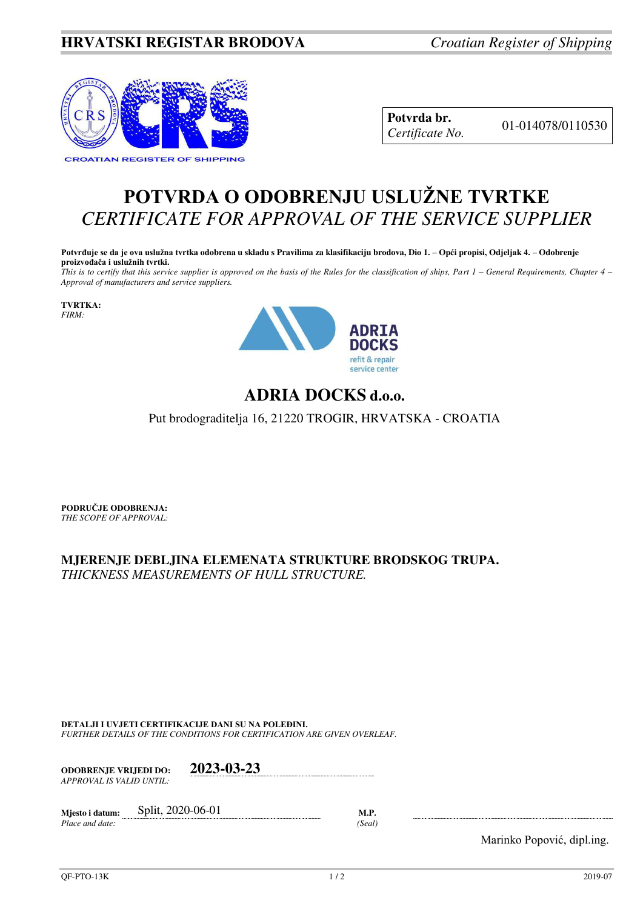**HRVATSKI REGISTAR BRODOVA** *Croatian Register of Shipping*

CROATIAN REGISTER OF SHIPPING

| **Potvrda br.** *Certificate No.* | 01-014078/0110530 |
| --- | --- |

# POTVRDA O ODOBRENJU USLUŽNE TVRTKE
# *CERTIFICATE FOR APPROVAL OF THE SERVICE SUPPLIER*

**Potvrđuje se da je ova uslužna tvrtka odobrena u skladu s Pravilima za klasifikaciju brodova, Dio 1. – Opći propisi, Odjeljak 4. – Odobrenje proizvođača i uslužnih tvrtki.**
*This is to certify that this service supplier is approved on the basis of the Rules for the classification of ships, Part 1 – General Requirements, Chapter 4 – Approval of manufacturers and service suppliers.*

**TVRTKA:**
*FIRM:*

ADRIA DOCKS
refit & repair
service center

## ADRIA DOCKS d.o.o.

Put brodograditelja 16, 21220 TROGIR, HRVATSKA - CROATIA

**PODRUČJE ODOBRENJA:**
*THE SCOPE OF APPROVAL:*

**MJERENJE DEBLJINA ELEMENATA STRUKTURE BRODSKOG TRUPA.**
*THICKNESS MEASUREMENTS OF HULL STRUCTURE.*

**DETALJI I UVJETI CERTIFIKACIJE DANI SU NA POLEĐINI.**
*FURTHER DETAILS OF THE CONDITIONS FOR CERTIFICATION ARE GIVEN OVERLEAF.*

**ODOBRENJE VRIJEDI DO:** *APPROVAL IS VALID UNTIL:* **2023-03-23**

**Mjesto i datum:** *Place and date:* Split, 2020-06-01

**M.P.** *(Seal)*

Marinko Popović, dipl.ing.

QF-PTO-13K 2019-07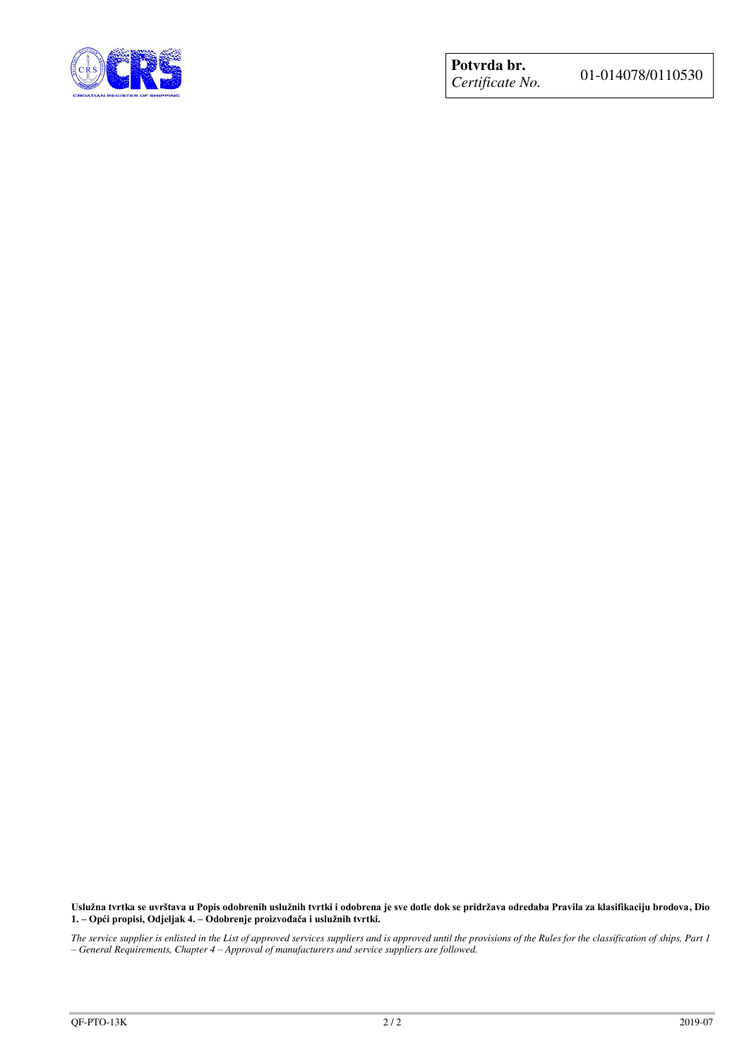**Potvrda br.** 01-014078/0110530
*Certificate No.*

**Uslužna tvrtka se uvrštava u Popis odobrenih uslužnih tvrtki i odobrena je sve dotle dok se pridržava odredaba Pravila za klasifikaciju brodova, Dio 1. – Opći propisi, Odjeljak 4. – Odobrenje proizvođača i uslužnih tvrtki.**

*The service supplier is enlisted in the List of approved services suppliers and is approved until the provisions of the Rules for the classification of ships, Part 1 – General Requirements, Chapter 4 – Approval of manufacturers and service suppliers are followed.*